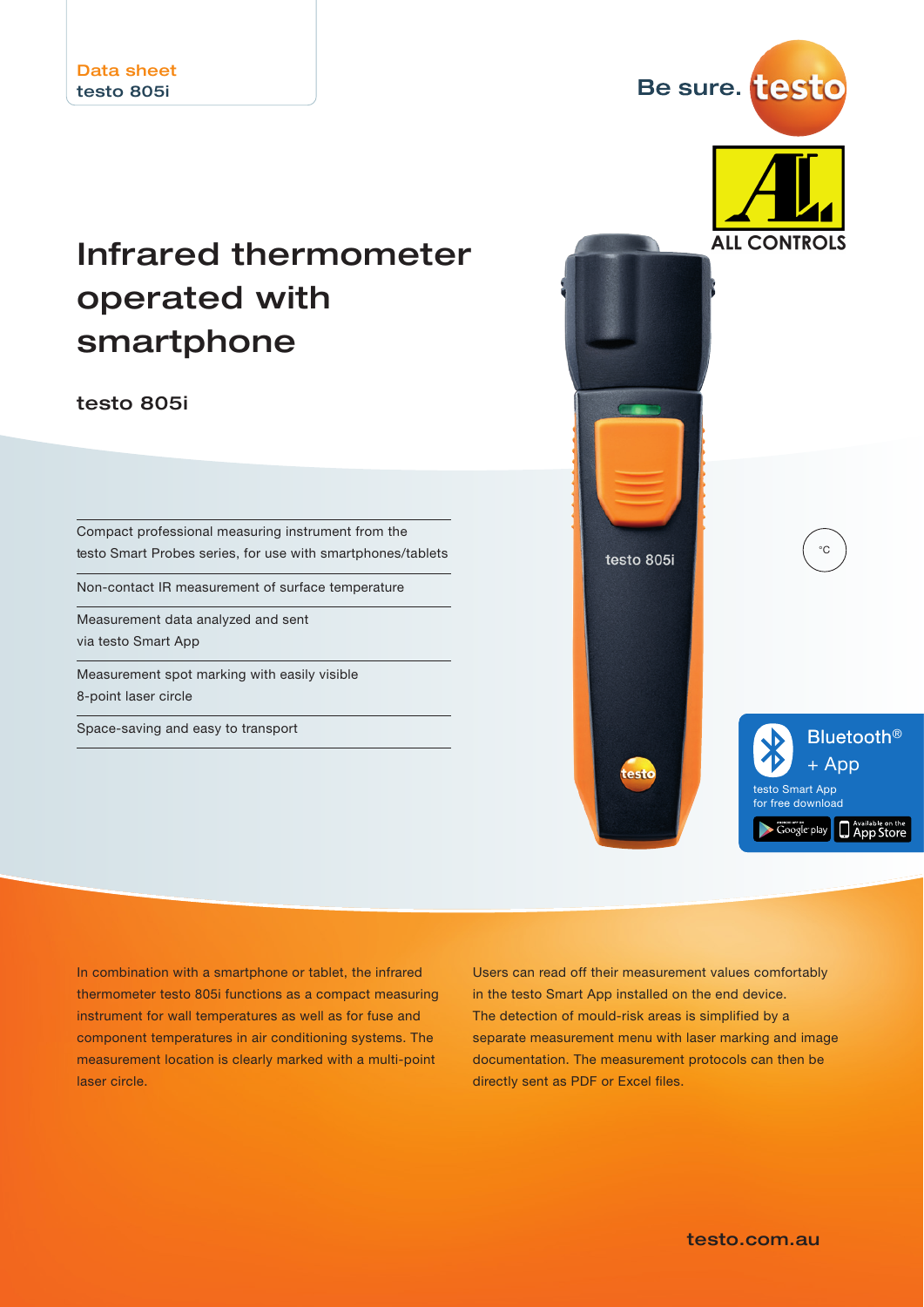Data sheet
testo 805i

Be sure. testo

# Infrared thermometer operated with smartphone

## testo 805i

- Compact professional measuring instrument from the testo Smart Probes series, for use with smartphones/tablets
- Non-contact IR measurement of surface temperature
- Measurement data analyzed and sent via testo Smart App
- Measurement spot marking with easily visible 8-point laser circle
- Space-saving and easy to transport

°C

Bluetooth® + App
testo Smart App for free download

In combination with a smartphone or tablet, the infrared thermometer testo 805i functions as a compact measuring instrument for wall temperatures as well as for fuse and component temperatures in air conditioning systems. The measurement location is clearly marked with a multi-point laser circle.

Users can read off their measurement values comfortably in the testo Smart App installed on the end device. The detection of mould-risk areas is simplified by a separate measurement menu with laser marking and image documentation. The measurement protocols can then be directly sent as PDF or Excel files.

testo.com.au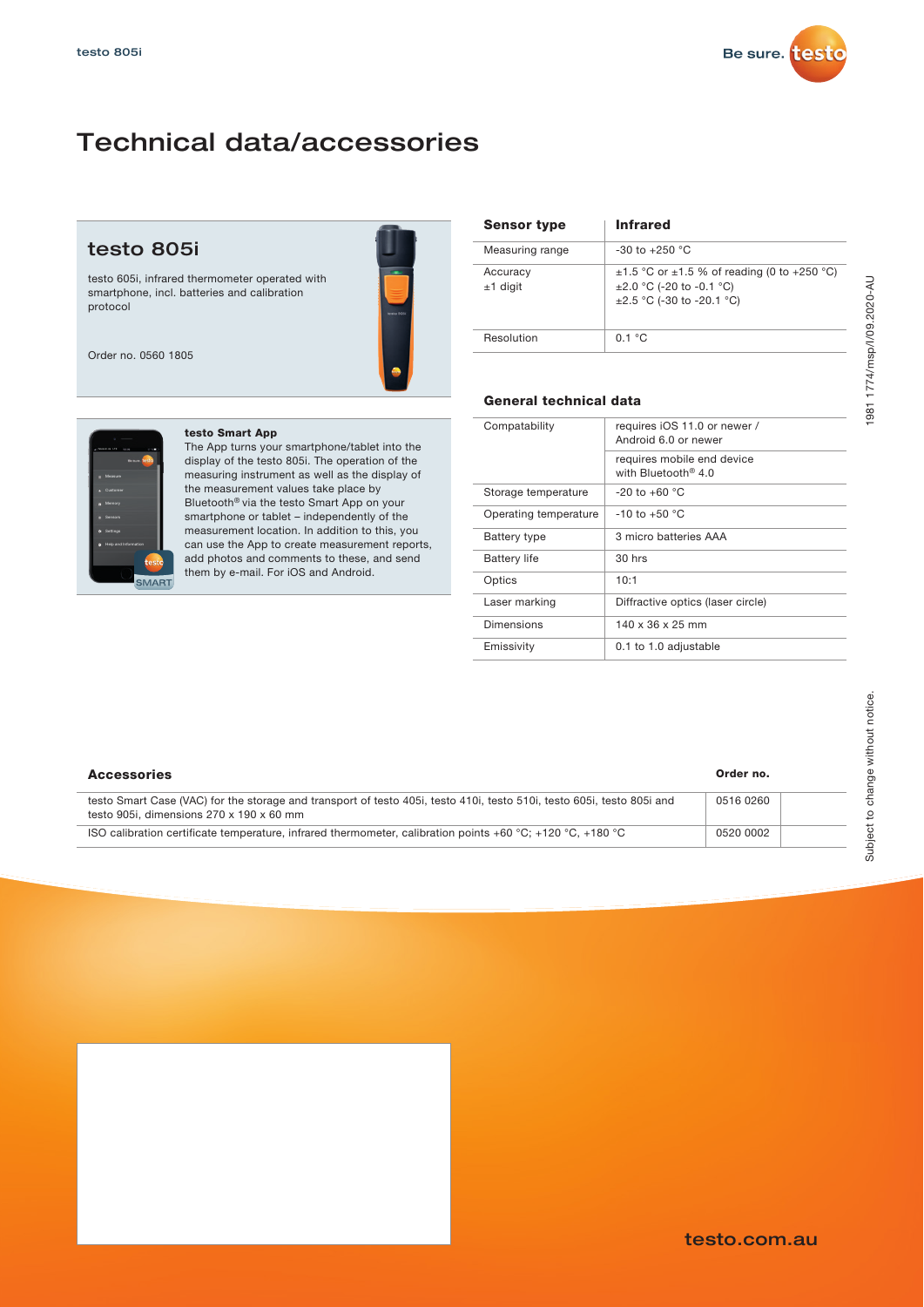# Technical data/accessories

## testo 805i

testo 605i, infrared thermometer operated with smartphone, incl. batteries and calibration protocol

Order no. 0560 1805

**testo Smart App**
The App turns your smartphone/tablet into the display of the testo 805i. The operation of the measuring instrument as well as the display of the measurement values take place by Bluetooth® via the testo Smart App on your smartphone or tablet – independently of the measurement location. In addition to this, you can use the App to create measurement reports, add photos and comments to these, and send them by e-mail. For iOS and Android.

| Sensor type | Infrared |
|---|---|
| Measuring range | -30 to +250 °C |
| Accuracy ±1 digit | ±1.5 °C or ±1.5 % of reading (0 to +250 °C) ±2.0 °C (-20 to -0.1 °C) ±2.5 °C (-30 to -20.1 °C) |
| Resolution | 0.1 °C |

### General technical data

| | |
|---|---|
| Compatability | requires iOS 11.0 or newer / Android 6.0 or newer |
| | requires mobile end device with Bluetooth® 4.0 |
| Storage temperature | -20 to +60 °C |
| Operating temperature | -10 to +50 °C |
| Battery type | 3 micro batteries AAA |
| Battery life | 30 hrs |
| Optics | 10:1 |
| Laser marking | Diffractive optics (laser circle) |
| Dimensions | 140 x 36 x 25 mm |
| Emissivity | 0.1 to 1.0 adjustable |

| Accessories | Order no. |
|---|---|
| testo Smart Case (VAC) for the storage and transport of testo 405i, testo 410i, testo 510i, testo 605i, testo 805i and testo 905i, dimensions 270 x 190 x 60 mm | 0516 0260 |
| ISO calibration certificate temperature, infrared thermometer, calibration points +60 °C; +120 °C, +180 °C | 0520 0002 |

1981 1774/msp/I/09.2020-AU

Subject to change without notice.

testo.com.au